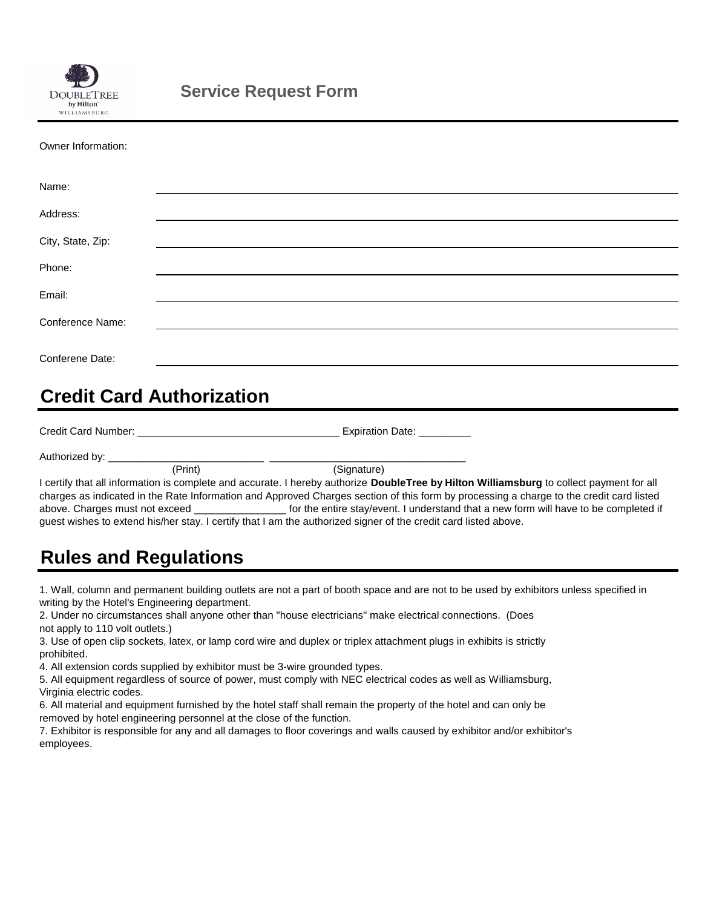DOUBLETREE by Hilton WILLIAMSBURG

# Service Request Form

Owner Information:

Name: ______________________________

Address: ______________________________

City, State, Zip: ______________________________

Phone: ______________________________

Email: ______________________________

Conference Name: ______________________________

Conferene Date: ______________________________

## Credit Card Authorization

Credit Card Number: ___________________________________ Expiration Date: _________

Authorized by: ___________________________ __________________________________
(Print) (Signature)

I certify that all information is complete and accurate. I hereby authorize **DoubleTree by Hilton Williamsburg** to collect payment for all charges as indicated in the Rate Information and Approved Charges section of this form by processing a charge to the credit card listed above. Charges must not exceed ________________ for the entire stay/event. I understand that a new form will have to be completed if guest wishes to extend his/her stay. I certify that I am the authorized signer of the credit card listed above.

## Rules and Regulations

1. Wall, column and permanent building outlets are not a part of booth space and are not to be used by exhibitors unless specified in writing by the Hotel's Engineering department.
2. Under no circumstances shall anyone other than "house electricians" make electrical connections. (Does not apply to 110 volt outlets.)
3. Use of open clip sockets, latex, or lamp cord wire and duplex or triplex attachment plugs in exhibits is strictly prohibited.
4. All extension cords supplied by exhibitor must be 3-wire grounded types.
5. All equipment regardless of source of power, must comply with NEC electrical codes as well as Williamsburg, Virginia electric codes.
6. All material and equipment furnished by the hotel staff shall remain the property of the hotel and can only be removed by hotel engineering personnel at the close of the function.
7. Exhibitor is responsible for any and all damages to floor coverings and walls caused by exhibitor and/or exhibitor's employees.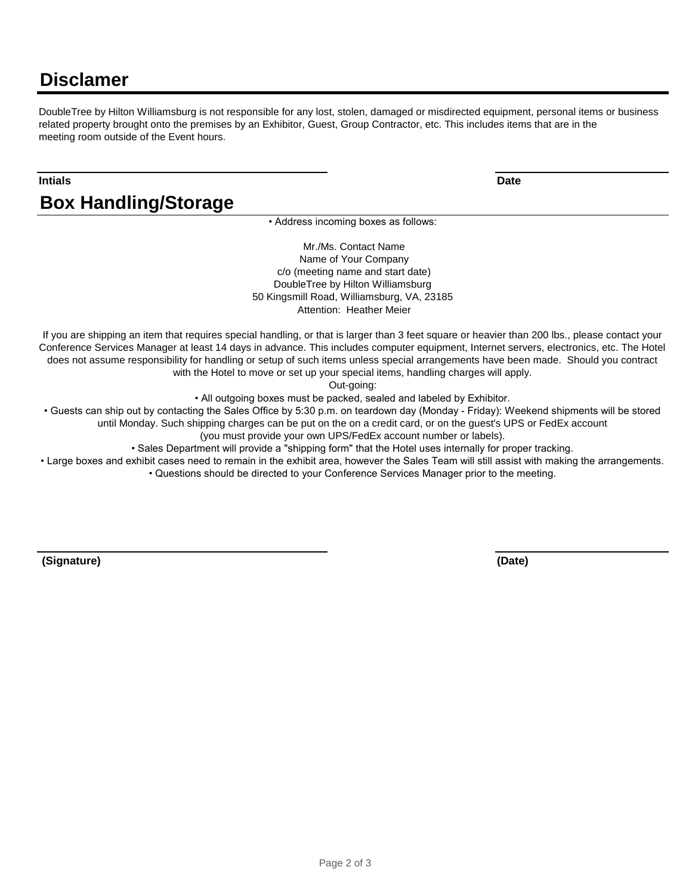# Disclamer

DoubleTree by Hilton Williamsburg is not responsible for any lost, stolen, damaged or misdirected equipment, personal items or business related property brought onto the premises by an Exhibitor, Guest, Group Contractor, etc. This includes items that are in the meeting room outside of the Event hours.

**Intials** ______________________ **Date** ______________

# Box Handling/Storage

• Address incoming boxes as follows:

Mr./Ms. Contact Name
Name of Your Company
c/o (meeting name and start date)
DoubleTree by Hilton Williamsburg
50 Kingsmill Road, Williamsburg, VA, 23185
Attention: Heather Meier

If you are shipping an item that requires special handling, or that is larger than 3 feet square or heavier than 200 lbs., please contact your Conference Services Manager at least 14 days in advance. This includes computer equipment, Internet servers, electronics, etc. The Hotel does not assume responsibility for handling or setup of such items unless special arrangements have been made. Should you contract with the Hotel to move or set up your special items, handling charges will apply.

Out-going:

• All outgoing boxes must be packed, sealed and labeled by Exhibitor.

• Guests can ship out by contacting the Sales Office by 5:30 p.m. on teardown day (Monday - Friday): Weekend shipments will be stored until Monday. Such shipping charges can be put on the on a credit card, or on the guest's UPS or FedEx account (you must provide your own UPS/FedEx account number or labels).

• Sales Department will provide a "shipping form" that the Hotel uses internally for proper tracking.

• Large boxes and exhibit cases need to remain in the exhibit area, however the Sales Team will still assist with making the arrangements.

• Questions should be directed to your Conference Services Manager prior to the meeting.

**(Signature)** ______________________ **(Date)** ______________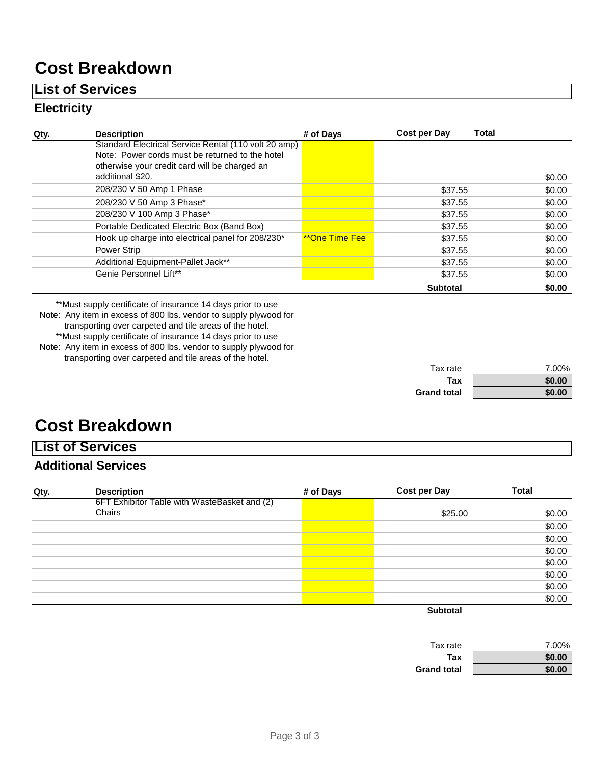# Cost Breakdown

## List of Services

### Electricity

| Qty. | Description | # of Days | Cost per Day | Total |
|---|---|---|---|---|
| | Standard Electrical Service Rental (110 volt 20 amp) Note: Power cords must be returned to the hotel otherwise your credit card will be charged an additional $20. | | | $0.00 |
| | 208/230 V 50 Amp 1 Phase | | $37.55 | $0.00 |
| | 208/230 V 50 Amp 3 Phase* | | $37.55 | $0.00 |
| | 208/230 V 100 Amp 3 Phase* | | $37.55 | $0.00 |
| | Portable Dedicated Electric Box (Band Box) | | $37.55 | $0.00 |
| | Hook up charge into electrical panel for 208/230* | **One Time Fee | $37.55 | $0.00 |
| | Power Strip | | $37.55 | $0.00 |
| | Additional Equipment-Pallet Jack** | | $37.55 | $0.00 |
| | Genie Personnel Lift** | | $37.55 | $0.00 |
| | | | **Subtotal** | **$0.00** |

**Must supply certificate of insurance 14 days prior to use
Note: Any item in excess of 800 lbs. vendor to supply plywood for transporting over carpeted and tile areas of the hotel.
**Must supply certificate of insurance 14 days prior to use
Note: Any item in excess of 800 lbs. vendor to supply plywood for transporting over carpeted and tile areas of the hotel.

| | |
|---|---|
| Tax rate | 7.00% |
| **Tax** | **$0.00** |
| **Grand total** | **$0.00** |

# Cost Breakdown

## List of Services

### Additional Services

| Qty. | Description | # of Days | Cost per Day | Total |
|---|---|---|---|---|
| | 6FT Exhibitor Table with WasteBasket and (2) Chairs | | $25.00 | $0.00 |
| | | | | $0.00 |
| | | | | $0.00 |
| | | | | $0.00 |
| | | | | $0.00 |
| | | | | $0.00 |
| | | | | $0.00 |
| | | | | $0.00 |
| | | | **Subtotal** | |

| | |
|---|---|
| Tax rate | 7.00% |
| **Tax** | **$0.00** |
| **Grand total** | **$0.00** |